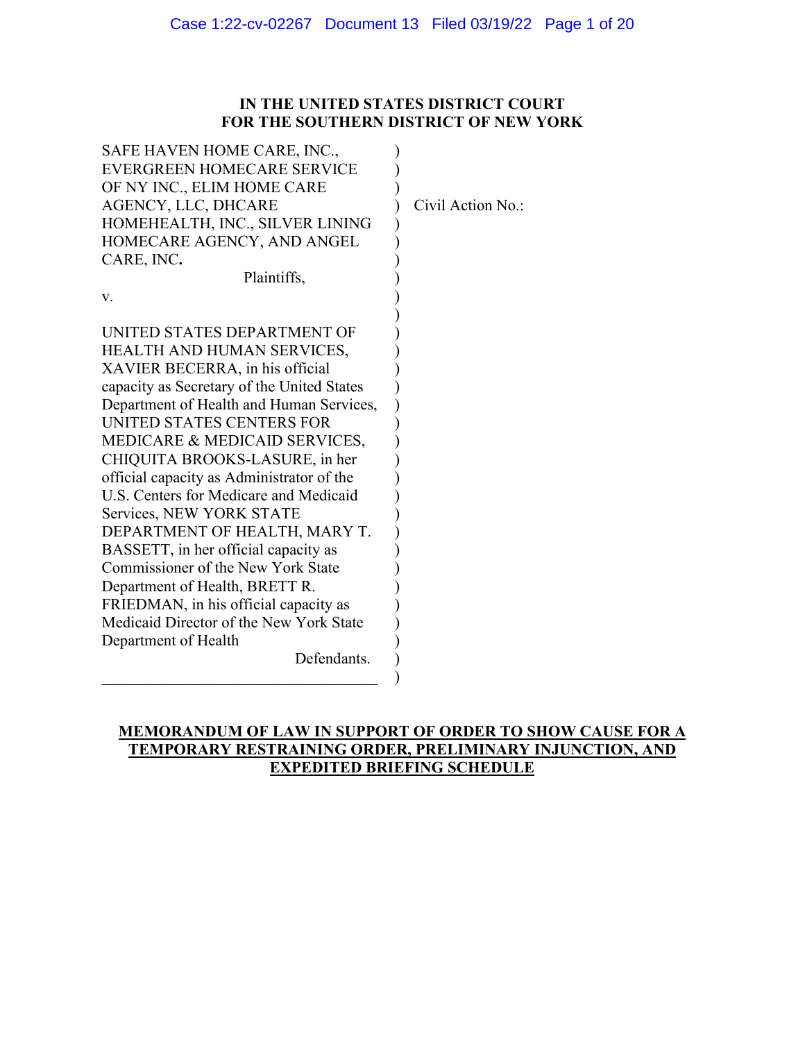# IN THE UNITED STATES DISTRICT COURT
# FOR THE SOUTHERN DISTRICT OF NEW YORK

SAFE HAVEN HOME CARE, INC., EVERGREEN HOMECARE SERVICE OF NY INC., ELIM HOME CARE AGENCY, LLC, DHCARE HOMEHEALTH, INC., SILVER LINING HOMECARE AGENCY, AND ANGEL CARE, INC.

Plaintiffs,

v.

UNITED STATES DEPARTMENT OF HEALTH AND HUMAN SERVICES, XAVIER BECERRA, in his official capacity as Secretary of the United States Department of Health and Human Services, UNITED STATES CENTERS FOR MEDICARE & MEDICAID SERVICES, CHIQUITA BROOKS-LASURE, in her official capacity as Administrator of the U.S. Centers for Medicare and Medicaid Services, NEW YORK STATE DEPARTMENT OF HEALTH, MARY T. BASSETT, in her official capacity as Commissioner of the New York State Department of Health, BRETT R. FRIEDMAN, in his official capacity as Medicaid Director of the New York State Department of Health

Defendants.

Civil Action No.:

**MEMORANDUM OF LAW IN SUPPORT OF ORDER TO SHOW CAUSE FOR A TEMPORARY RESTRAINING ORDER, PRELIMINARY INJUNCTION, AND EXPEDITED BRIEFING SCHEDULE**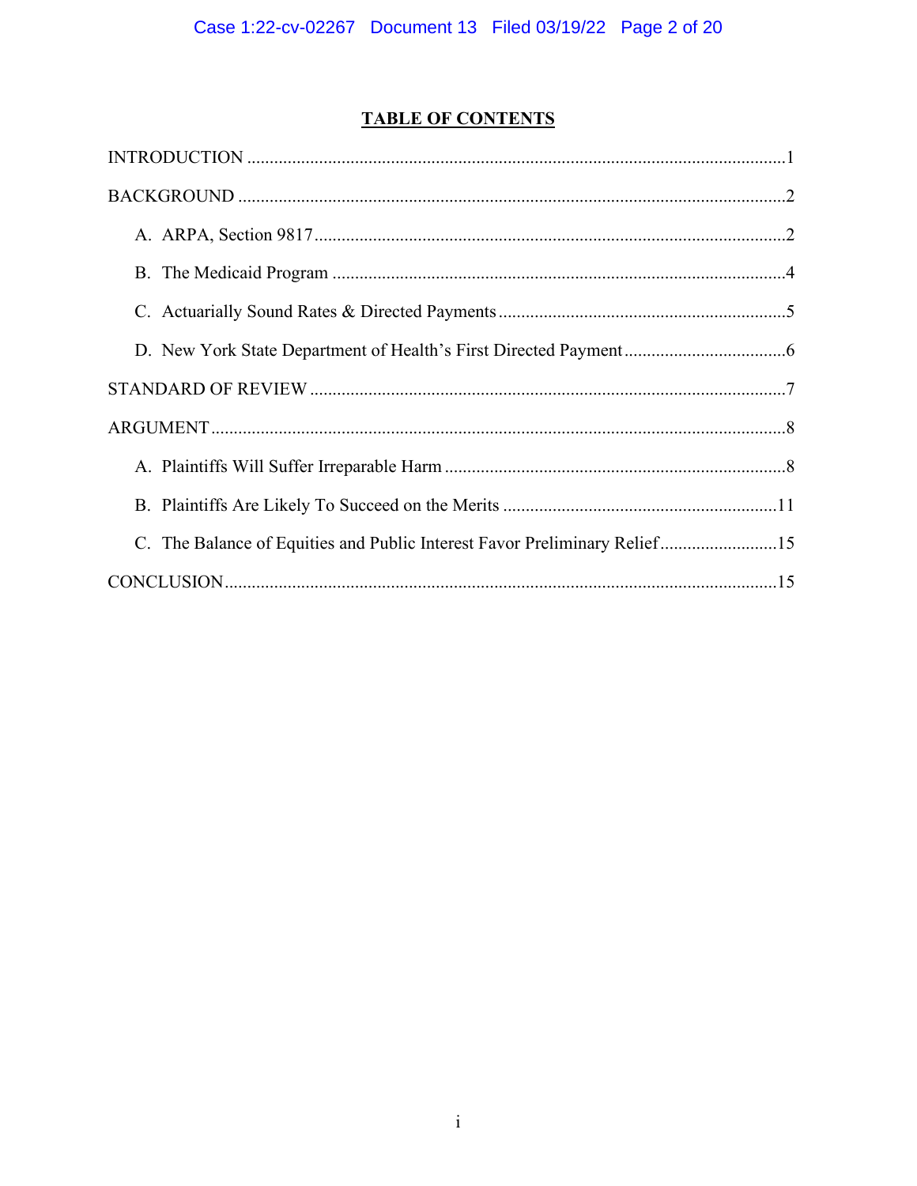# TABLE OF CONTENTS

INTRODUCTION .......................................................................................................................1

BACKGROUND .........................................................................................................................2

A. ARPA, Section 9817.........................................................................................................2

B. The Medicaid Program .....................................................................................................4

C. Actuarially Sound Rates & Directed Payments ................................................................5

D. New York State Department of Health's First Directed Payment....................................6

STANDARD OF REVIEW .........................................................................................................7

ARGUMENT................................................................................................................................8

A. Plaintiffs Will Suffer Irreparable Harm ............................................................................8

B. Plaintiffs Are Likely To Succeed on the Merits .............................................................11

C. The Balance of Equities and Public Interest Favor Preliminary Relief..........................15

CONCLUSION...........................................................................................................................15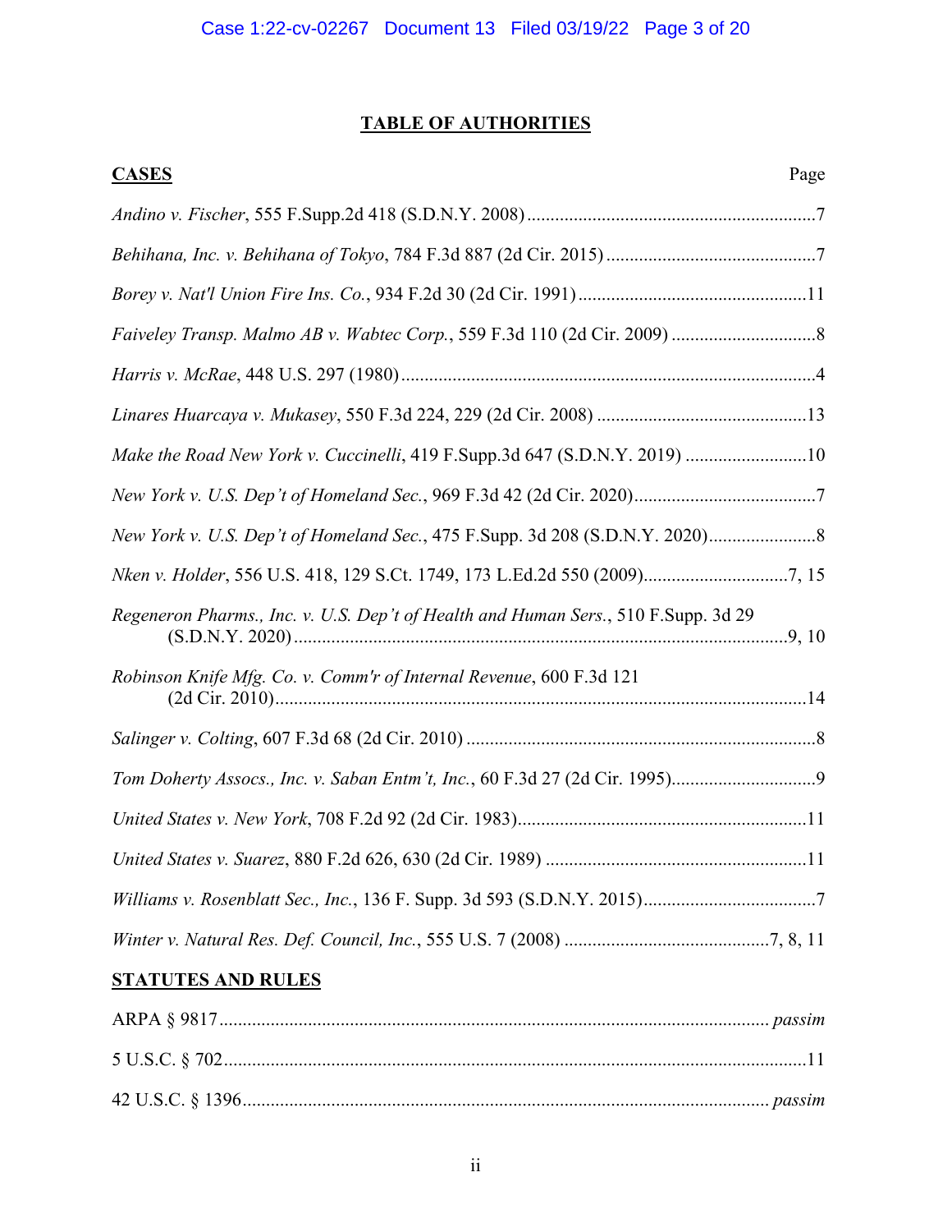# TABLE OF AUTHORITIES

| **CASES** | Page |
|---|---|
| *Andino v. Fischer*, 555 F.Supp.2d 418 (S.D.N.Y. 2008) | 7 |
| *Behihana, Inc. v. Behihana of Tokyo*, 784 F.3d 887 (2d Cir. 2015) | 7 |
| *Borey v. Nat'l Union Fire Ins. Co.*, 934 F.2d 30 (2d Cir. 1991) | 11 |
| *Faiveley Transp. Malmo AB v. Wabtec Corp.*, 559 F.3d 110 (2d Cir. 2009) | 8 |
| *Harris v. McRae*, 448 U.S. 297 (1980) | 4 |
| *Linares Huarcaya v. Mukasey*, 550 F.3d 224, 229 (2d Cir. 2008) | 13 |
| *Make the Road New York v. Cuccinelli*, 419 F.Supp.3d 647 (S.D.N.Y. 2019) | 10 |
| *New York v. U.S. Dep't of Homeland Sec.*, 969 F.3d 42 (2d Cir. 2020) | 7 |
| *New York v. U.S. Dep't of Homeland Sec.*, 475 F.Supp. 3d 208 (S.D.N.Y. 2020) | 8 |
| *Nken v. Holder*, 556 U.S. 418, 129 S.Ct. 1749, 173 L.Ed.2d 550 (2009) | 7, 15 |
| *Regeneron Pharms., Inc. v. U.S. Dep't of Health and Human Sers.*, 510 F.Supp. 3d 29 (S.D.N.Y. 2020) | 9, 10 |
| *Robinson Knife Mfg. Co. v. Comm'r of Internal Revenue*, 600 F.3d 121 (2d Cir. 2010) | 14 |
| *Salinger v. Colting*, 607 F.3d 68 (2d Cir. 2010) | 8 |
| *Tom Doherty Assocs., Inc. v. Saban Entm't, Inc.*, 60 F.3d 27 (2d Cir. 1995) | 9 |
| *United States v. New York*, 708 F.2d 92 (2d Cir. 1983) | 11 |
| *United States v. Suarez*, 880 F.2d 626, 630 (2d Cir. 1989) | 11 |
| *Williams v. Rosenblatt Sec., Inc.*, 136 F. Supp. 3d 593 (S.D.N.Y. 2015) | 7 |
| *Winter v. Natural Res. Def. Council, Inc.*, 555 U.S. 7 (2008) | 7, 8, 11 |

| **STATUTES AND RULES** | |
|---|---|
| ARPA § 9817 | *passim* |
| 5 U.S.C. § 702 | 11 |
| 42 U.S.C. § 1396 | *passim* |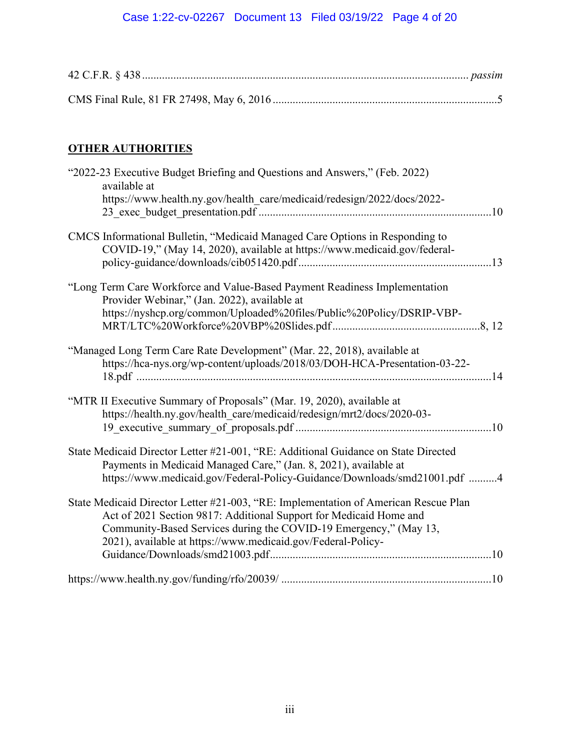42 C.F.R. § 438 ................................................................................................................. *passim*

CMS Final Rule, 81 FR 27498, May 6, 2016 ..............................................................................5

**OTHER AUTHORITIES**

"2022-23 Executive Budget Briefing and Questions and Answers," (Feb. 2022) available at https://www.health.ny.gov/health_care/medicaid/redesign/2022/docs/2022-23_exec_budget_presentation.pdf .................................................................................10

CMCS Informational Bulletin, "Medicaid Managed Care Options in Responding to COVID-19," (May 14, 2020), available at https://www.medicaid.gov/federal-policy-guidance/downloads/cib051420.pdf ...................................................................13

"Long Term Care Workforce and Value-Based Payment Readiness Implementation Provider Webinar," (Jan. 2022), available at https://nyshcp.org/common/Uploaded%20files/Public%20Policy/DSRIP-VBP-MRT/LTC%20Workforce%20VBP%20Slides.pdf ....................................................8, 12

"Managed Long Term Care Rate Development" (Mar. 22, 2018), available at https://hca-nys.org/wp-content/uploads/2018/03/DOH-HCA-Presentation-03-22-18.pdf ...........................................................................................................................14

"MTR II Executive Summary of Proposals" (Mar. 19, 2020), available at https://health.ny.gov/health_care/medicaid/redesign/mrt2/docs/2020-03-19_executive_summary_of_proposals.pdf ....................................................................10

State Medicaid Director Letter #21-001, "RE: Additional Guidance on State Directed Payments in Medicaid Managed Care," (Jan. 8, 2021), available at https://www.medicaid.gov/Federal-Policy-Guidance/Downloads/smd21001.pdf ..........4

State Medicaid Director Letter #21-003, "RE: Implementation of American Rescue Plan Act of 2021 Section 9817: Additional Support for Medicaid Home and Community-Based Services during the COVID-19 Emergency," (May 13, 2021), available at https://www.medicaid.gov/Federal-Policy-Guidance/Downloads/smd21003.pdf.............................................................................10

https://www.health.ny.gov/funding/rfo/20039/ .........................................................................10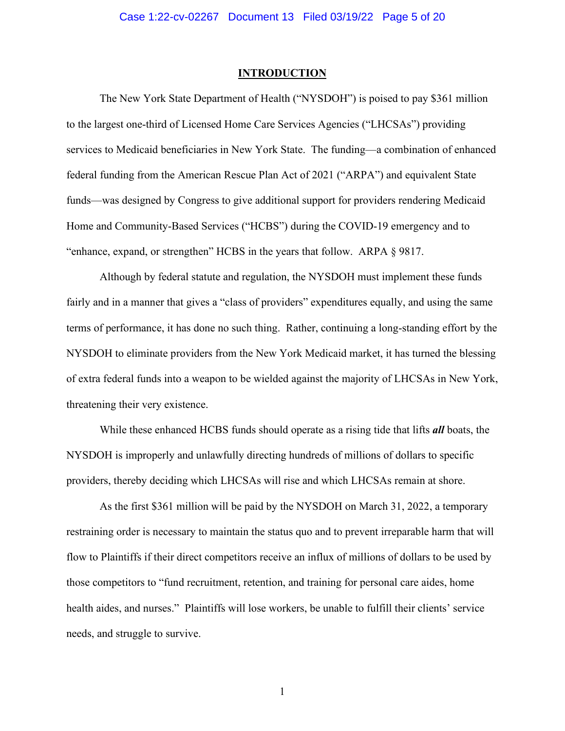## INTRODUCTION

The New York State Department of Health ("NYSDOH") is poised to pay $361 million to the largest one-third of Licensed Home Care Services Agencies ("LHCSAs") providing services to Medicaid beneficiaries in New York State. The funding—a combination of enhanced federal funding from the American Rescue Plan Act of 2021 ("ARPA") and equivalent State funds—was designed by Congress to give additional support for providers rendering Medicaid Home and Community-Based Services ("HCBS") during the COVID-19 emergency and to "enhance, expand, or strengthen" HCBS in the years that follow. ARPA § 9817.

Although by federal statute and regulation, the NYSDOH must implement these funds fairly and in a manner that gives a "class of providers" expenditures equally, and using the same terms of performance, it has done no such thing. Rather, continuing a long-standing effort by the NYSDOH to eliminate providers from the New York Medicaid market, it has turned the blessing of extra federal funds into a weapon to be wielded against the majority of LHCSAs in New York, threatening their very existence.

While these enhanced HCBS funds should operate as a rising tide that lifts ***all*** boats, the NYSDOH is improperly and unlawfully directing hundreds of millions of dollars to specific providers, thereby deciding which LHCSAs will rise and which LHCSAs remain at shore.

As the first $361 million will be paid by the NYSDOH on March 31, 2022, a temporary restraining order is necessary to maintain the status quo and to prevent irreparable harm that will flow to Plaintiffs if their direct competitors receive an influx of millions of dollars to be used by those competitors to "fund recruitment, retention, and training for personal care aides, home health aides, and nurses." Plaintiffs will lose workers, be unable to fulfill their clients' service needs, and struggle to survive.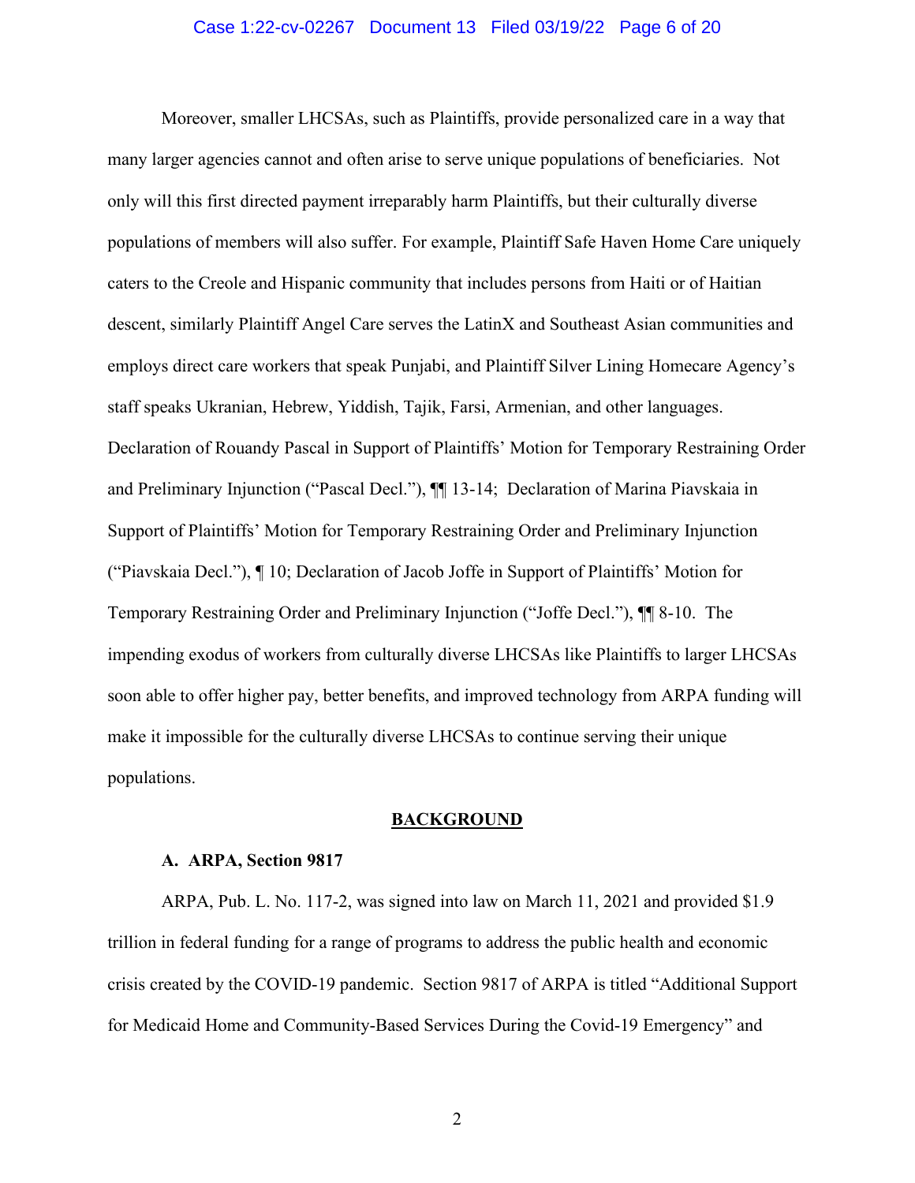Moreover, smaller LHCSAs, such as Plaintiffs, provide personalized care in a way that many larger agencies cannot and often arise to serve unique populations of beneficiaries. Not only will this first directed payment irreparably harm Plaintiffs, but their culturally diverse populations of members will also suffer. For example, Plaintiff Safe Haven Home Care uniquely caters to the Creole and Hispanic community that includes persons from Haiti or of Haitian descent, similarly Plaintiff Angel Care serves the LatinX and Southeast Asian communities and employs direct care workers that speak Punjabi, and Plaintiff Silver Lining Homecare Agency's staff speaks Ukranian, Hebrew, Yiddish, Tajik, Farsi, Armenian, and other languages. Declaration of Rouandy Pascal in Support of Plaintiffs' Motion for Temporary Restraining Order and Preliminary Injunction ("Pascal Decl."), ¶¶ 13-14; Declaration of Marina Piavskaia in Support of Plaintiffs' Motion for Temporary Restraining Order and Preliminary Injunction ("Piavskaia Decl."), ¶ 10; Declaration of Jacob Joffe in Support of Plaintiffs' Motion for Temporary Restraining Order and Preliminary Injunction ("Joffe Decl."), ¶¶ 8-10. The impending exodus of workers from culturally diverse LHCSAs like Plaintiffs to larger LHCSAs soon able to offer higher pay, better benefits, and improved technology from ARPA funding will make it impossible for the culturally diverse LHCSAs to continue serving their unique populations.

## BACKGROUND

### A. ARPA, Section 9817

ARPA, Pub. L. No. 117-2, was signed into law on March 11, 2021 and provided $1.9 trillion in federal funding for a range of programs to address the public health and economic crisis created by the COVID-19 pandemic. Section 9817 of ARPA is titled "Additional Support for Medicaid Home and Community-Based Services During the Covid-19 Emergency" and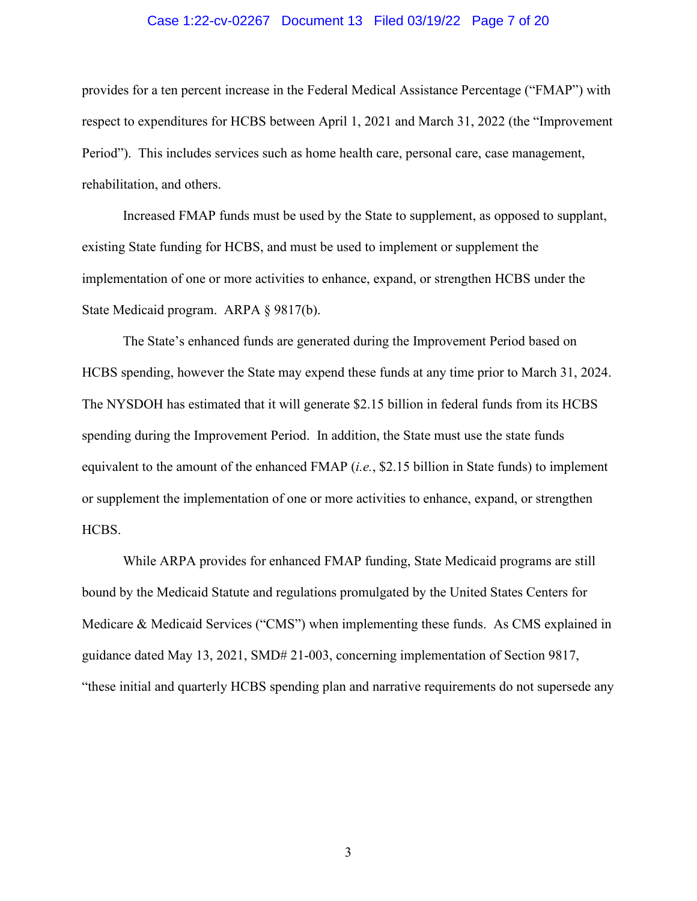provides for a ten percent increase in the Federal Medical Assistance Percentage ("FMAP") with respect to expenditures for HCBS between April 1, 2021 and March 31, 2022 (the "Improvement Period"). This includes services such as home health care, personal care, case management, rehabilitation, and others.

Increased FMAP funds must be used by the State to supplement, as opposed to supplant, existing State funding for HCBS, and must be used to implement or supplement the implementation of one or more activities to enhance, expand, or strengthen HCBS under the State Medicaid program. ARPA § 9817(b).

The State's enhanced funds are generated during the Improvement Period based on HCBS spending, however the State may expend these funds at any time prior to March 31, 2024. The NYSDOH has estimated that it will generate $2.15 billion in federal funds from its HCBS spending during the Improvement Period. In addition, the State must use the state funds equivalent to the amount of the enhanced FMAP (*i.e.*, $2.15 billion in State funds) to implement or supplement the implementation of one or more activities to enhance, expand, or strengthen HCBS.

While ARPA provides for enhanced FMAP funding, State Medicaid programs are still bound by the Medicaid Statute and regulations promulgated by the United States Centers for Medicare & Medicaid Services ("CMS") when implementing these funds. As CMS explained in guidance dated May 13, 2021, SMD# 21-003, concerning implementation of Section 9817, "these initial and quarterly HCBS spending plan and narrative requirements do not supersede any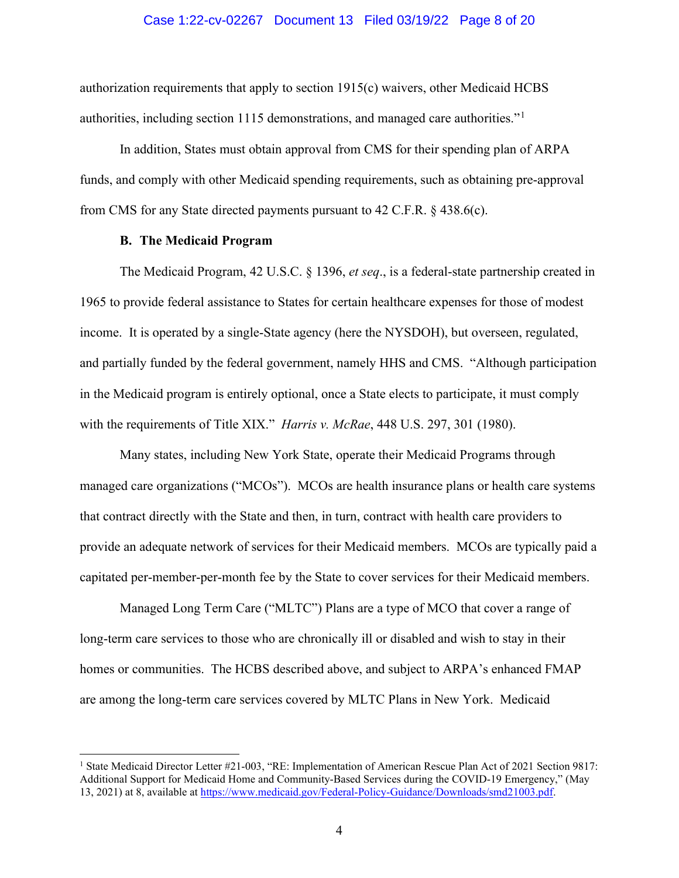authorization requirements that apply to section 1915(c) waivers, other Medicaid HCBS authorities, including section 1115 demonstrations, and managed care authorities."[1]

In addition, States must obtain approval from CMS for their spending plan of ARPA funds, and comply with other Medicaid spending requirements, such as obtaining pre-approval from CMS for any State directed payments pursuant to 42 C.F.R. § 438.6(c).

### B. The Medicaid Program

The Medicaid Program, 42 U.S.C. § 1396, *et seq*., is a federal-state partnership created in 1965 to provide federal assistance to States for certain healthcare expenses for those of modest income. It is operated by a single-State agency (here the NYSDOH), but overseen, regulated, and partially funded by the federal government, namely HHS and CMS. "Although participation in the Medicaid program is entirely optional, once a State elects to participate, it must comply with the requirements of Title XIX." *Harris v. McRae*, 448 U.S. 297, 301 (1980).

Many states, including New York State, operate their Medicaid Programs through managed care organizations ("MCOs"). MCOs are health insurance plans or health care systems that contract directly with the State and then, in turn, contract with health care providers to provide an adequate network of services for their Medicaid members. MCOs are typically paid a capitated per-member-per-month fee by the State to cover services for their Medicaid members.

Managed Long Term Care ("MLTC") Plans are a type of MCO that cover a range of long-term care services to those who are chronically ill or disabled and wish to stay in their homes or communities. The HCBS described above, and subject to ARPA's enhanced FMAP are among the long-term care services covered by MLTC Plans in New York. Medicaid

---

[1] State Medicaid Director Letter #21-003, "RE: Implementation of American Rescue Plan Act of 2021 Section 9817: Additional Support for Medicaid Home and Community-Based Services during the COVID-19 Emergency," (May 13, 2021) at 8, available at https://www.medicaid.gov/Federal-Policy-Guidance/Downloads/smd21003.pdf.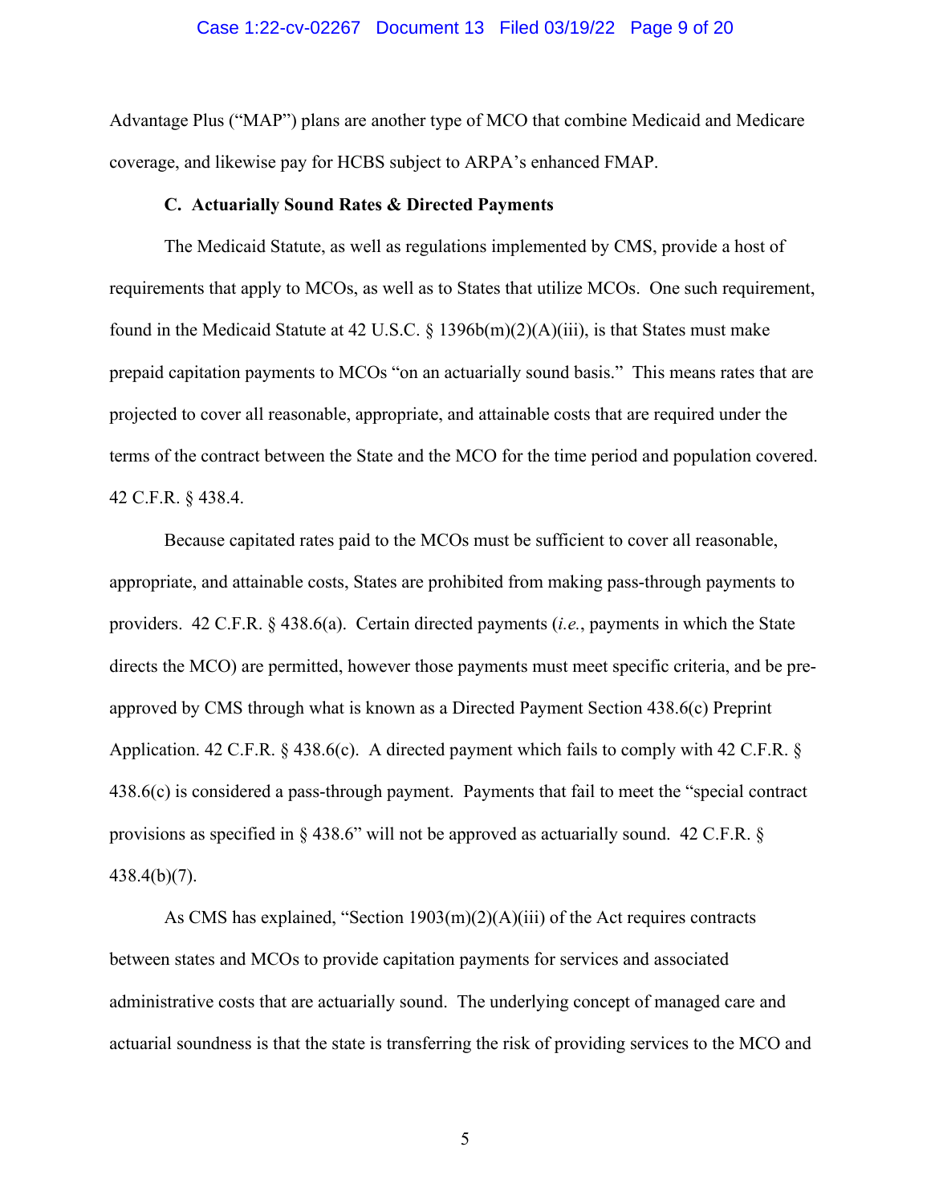Advantage Plus ("MAP") plans are another type of MCO that combine Medicaid and Medicare coverage, and likewise pay for HCBS subject to ARPA's enhanced FMAP.

### C. Actuarially Sound Rates & Directed Payments

The Medicaid Statute, as well as regulations implemented by CMS, provide a host of requirements that apply to MCOs, as well as to States that utilize MCOs. One such requirement, found in the Medicaid Statute at 42 U.S.C. § 1396b(m)(2)(A)(iii), is that States must make prepaid capitation payments to MCOs "on an actuarially sound basis." This means rates that are projected to cover all reasonable, appropriate, and attainable costs that are required under the terms of the contract between the State and the MCO for the time period and population covered. 42 C.F.R. § 438.4.

Because capitated rates paid to the MCOs must be sufficient to cover all reasonable, appropriate, and attainable costs, States are prohibited from making pass-through payments to providers. 42 C.F.R. § 438.6(a). Certain directed payments (*i.e.*, payments in which the State directs the MCO) are permitted, however those payments must meet specific criteria, and be pre-approved by CMS through what is known as a Directed Payment Section 438.6(c) Preprint Application. 42 C.F.R. § 438.6(c). A directed payment which fails to comply with 42 C.F.R. § 438.6(c) is considered a pass-through payment. Payments that fail to meet the "special contract provisions as specified in § 438.6" will not be approved as actuarially sound. 42 C.F.R. § 438.4(b)(7).

As CMS has explained, "Section 1903(m)(2)(A)(iii) of the Act requires contracts between states and MCOs to provide capitation payments for services and associated administrative costs that are actuarially sound. The underlying concept of managed care and actuarial soundness is that the state is transferring the risk of providing services to the MCO and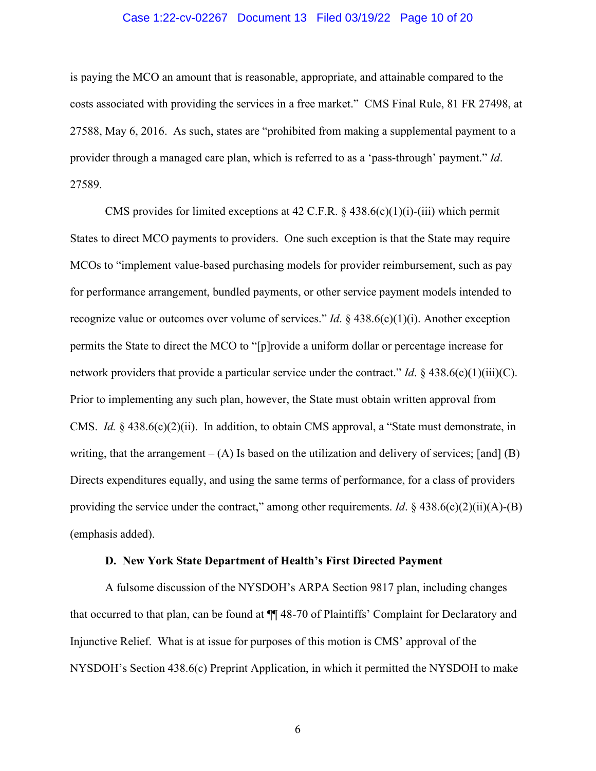is paying the MCO an amount that is reasonable, appropriate, and attainable compared to the costs associated with providing the services in a free market." CMS Final Rule, 81 FR 27498, at 27588, May 6, 2016. As such, states are "prohibited from making a supplemental payment to a provider through a managed care plan, which is referred to as a 'pass-through' payment." *Id*. 27589.

CMS provides for limited exceptions at 42 C.F.R. § 438.6(c)(1)(i)-(iii) which permit States to direct MCO payments to providers. One such exception is that the State may require MCOs to "implement value-based purchasing models for provider reimbursement, such as pay for performance arrangement, bundled payments, or other service payment models intended to recognize value or outcomes over volume of services." *Id*. § 438.6(c)(1)(i). Another exception permits the State to direct the MCO to "[p]rovide a uniform dollar or percentage increase for network providers that provide a particular service under the contract." *Id*. § 438.6(c)(1)(iii)(C). Prior to implementing any such plan, however, the State must obtain written approval from CMS. *Id.* § 438.6(c)(2)(ii). In addition, to obtain CMS approval, a "State must demonstrate, in writing, that the arrangement – (A) Is based on the utilization and delivery of services; [and] (B) Directs expenditures equally, and using the same terms of performance, for a class of providers providing the service under the contract," among other requirements. *Id*. § 438.6(c)(2)(ii)(A)-(B) (emphasis added).

**D. New York State Department of Health's First Directed Payment**

A fulsome discussion of the NYSDOH's ARPA Section 9817 plan, including changes that occurred to that plan, can be found at ¶¶ 48-70 of Plaintiffs' Complaint for Declaratory and Injunctive Relief. What is at issue for purposes of this motion is CMS' approval of the NYSDOH's Section 438.6(c) Preprint Application, in which it permitted the NYSDOH to make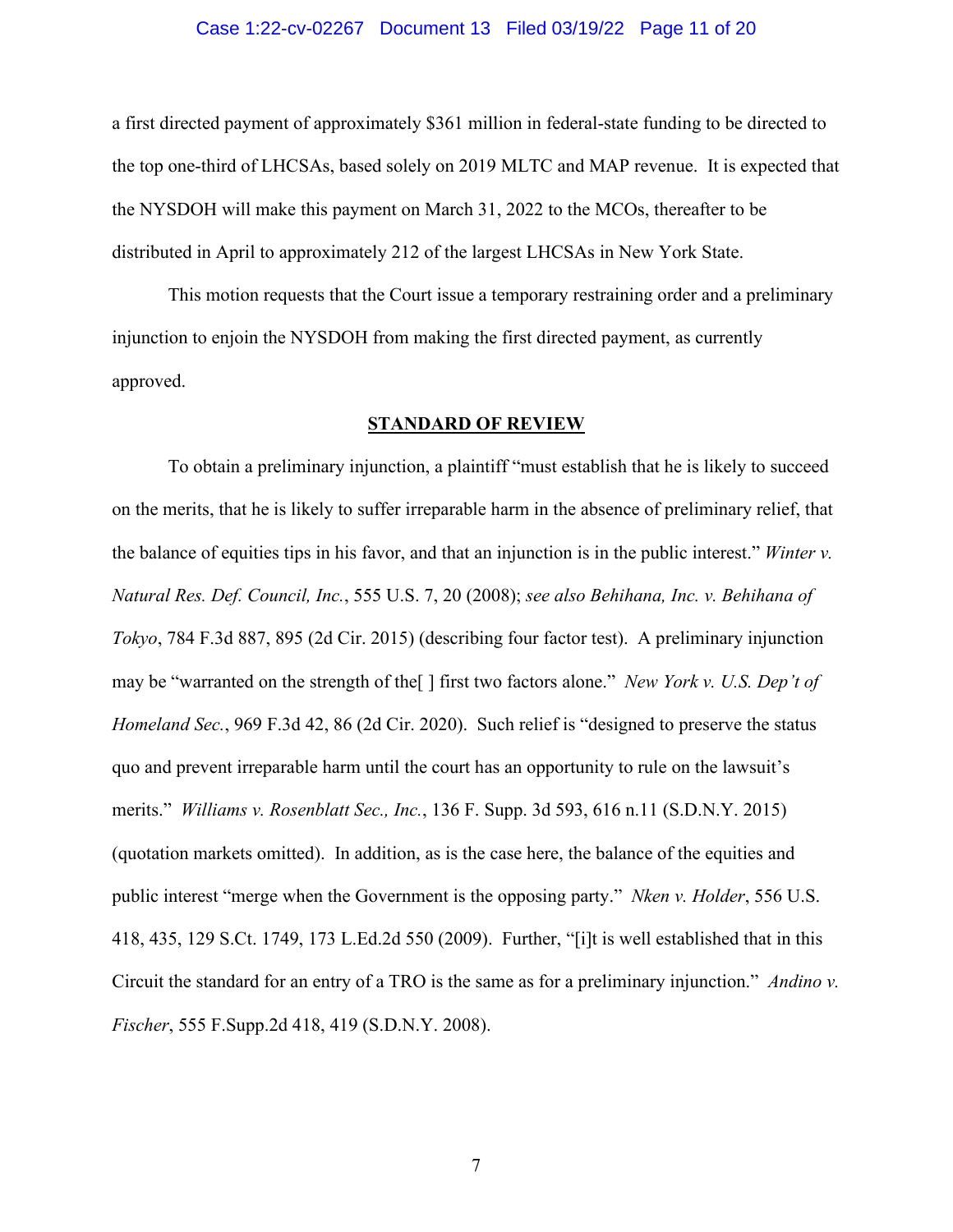a first directed payment of approximately $361 million in federal-state funding to be directed to the top one-third of LHCSAs, based solely on 2019 MLTC and MAP revenue. It is expected that the NYSDOH will make this payment on March 31, 2022 to the MCOs, thereafter to be distributed in April to approximately 212 of the largest LHCSAs in New York State.

This motion requests that the Court issue a temporary restraining order and a preliminary injunction to enjoin the NYSDOH from making the first directed payment, as currently approved.

## STANDARD OF REVIEW

To obtain a preliminary injunction, a plaintiff "must establish that he is likely to succeed on the merits, that he is likely to suffer irreparable harm in the absence of preliminary relief, that the balance of equities tips in his favor, and that an injunction is in the public interest." *Winter v. Natural Res. Def. Council, Inc.*, 555 U.S. 7, 20 (2008); *see also Behihana, Inc. v. Behihana of Tokyo*, 784 F.3d 887, 895 (2d Cir. 2015) (describing four factor test). A preliminary injunction may be "warranted on the strength of the[ ] first two factors alone." *New York v. U.S. Dep't of Homeland Sec.*, 969 F.3d 42, 86 (2d Cir. 2020). Such relief is "designed to preserve the status quo and prevent irreparable harm until the court has an opportunity to rule on the lawsuit's merits." *Williams v. Rosenblatt Sec., Inc.*, 136 F. Supp. 3d 593, 616 n.11 (S.D.N.Y. 2015) (quotation markets omitted). In addition, as is the case here, the balance of the equities and public interest "merge when the Government is the opposing party." *Nken v. Holder*, 556 U.S. 418, 435, 129 S.Ct. 1749, 173 L.Ed.2d 550 (2009). Further, "[i]t is well established that in this Circuit the standard for an entry of a TRO is the same as for a preliminary injunction." *Andino v. Fischer*, 555 F.Supp.2d 418, 419 (S.D.N.Y. 2008).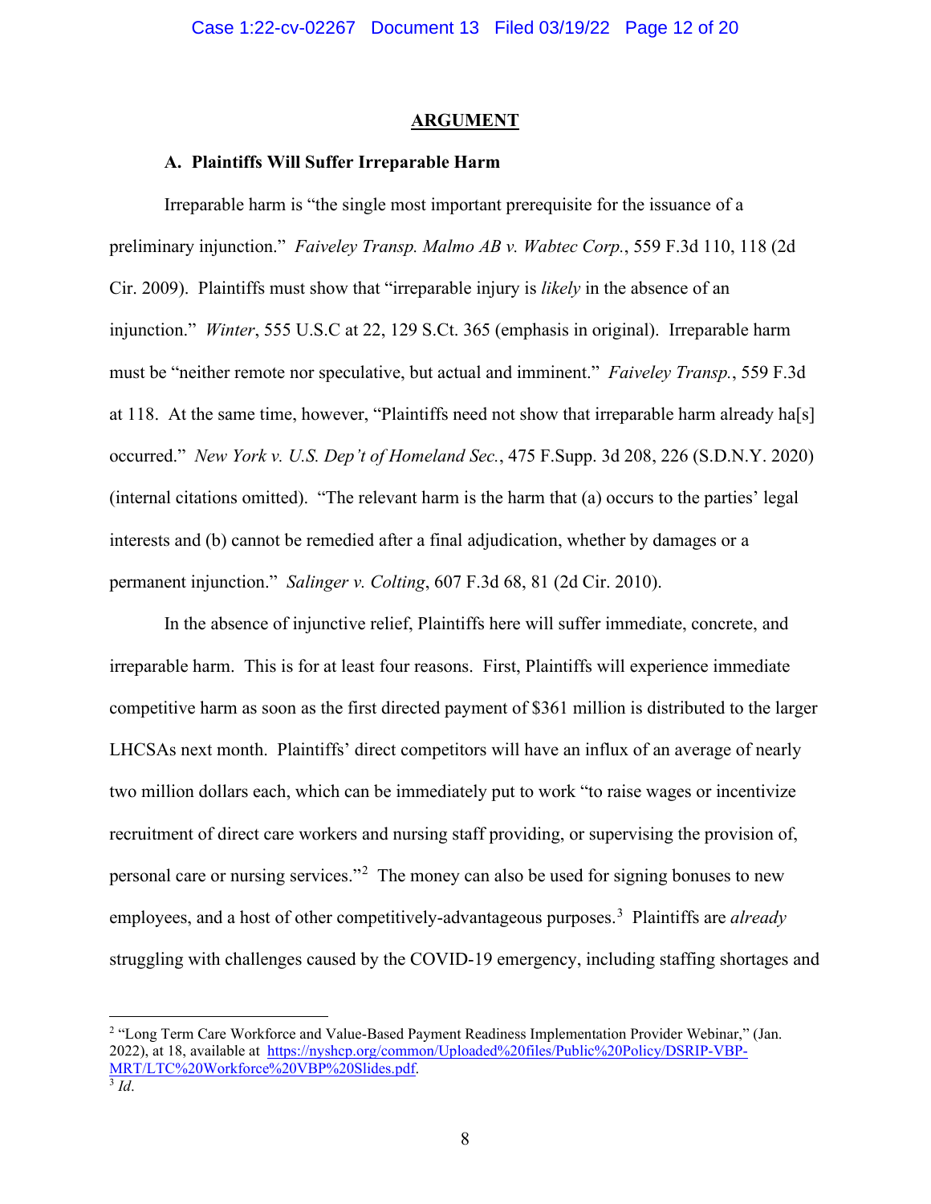## ARGUMENT

### A. Plaintiffs Will Suffer Irreparable Harm

Irreparable harm is "the single most important prerequisite for the issuance of a preliminary injunction." *Faiveley Transp. Malmo AB v. Wabtec Corp.*, 559 F.3d 110, 118 (2d Cir. 2009). Plaintiffs must show that "irreparable injury is *likely* in the absence of an injunction." *Winter*, 555 U.S.C at 22, 129 S.Ct. 365 (emphasis in original). Irreparable harm must be "neither remote nor speculative, but actual and imminent." *Faiveley Transp.*, 559 F.3d at 118. At the same time, however, "Plaintiffs need not show that irreparable harm already ha[s] occurred." *New York v. U.S. Dep't of Homeland Sec.*, 475 F.Supp. 3d 208, 226 (S.D.N.Y. 2020) (internal citations omitted). "The relevant harm is the harm that (a) occurs to the parties' legal interests and (b) cannot be remedied after a final adjudication, whether by damages or a permanent injunction." *Salinger v. Colting*, 607 F.3d 68, 81 (2d Cir. 2010).

In the absence of injunctive relief, Plaintiffs here will suffer immediate, concrete, and irreparable harm. This is for at least four reasons. First, Plaintiffs will experience immediate competitive harm as soon as the first directed payment of $361 million is distributed to the larger LHCSAs next month. Plaintiffs' direct competitors will have an influx of an average of nearly two million dollars each, which can be immediately put to work "to raise wages or incentivize recruitment of direct care workers and nursing staff providing, or supervising the provision of, personal care or nursing services."[2] The money can also be used for signing bonuses to new employees, and a host of other competitively-advantageous purposes.[3] Plaintiffs are *already* struggling with challenges caused by the COVID-19 emergency, including staffing shortages and

---

[2] "Long Term Care Workforce and Value-Based Payment Readiness Implementation Provider Webinar," (Jan. 2022), at 18, available at https://nyshcp.org/common/Uploaded%20files/Public%20Policy/DSRIP-VBP-MRT/LTC%20Workforce%20VBP%20Slides.pdf.

[3] *Id*.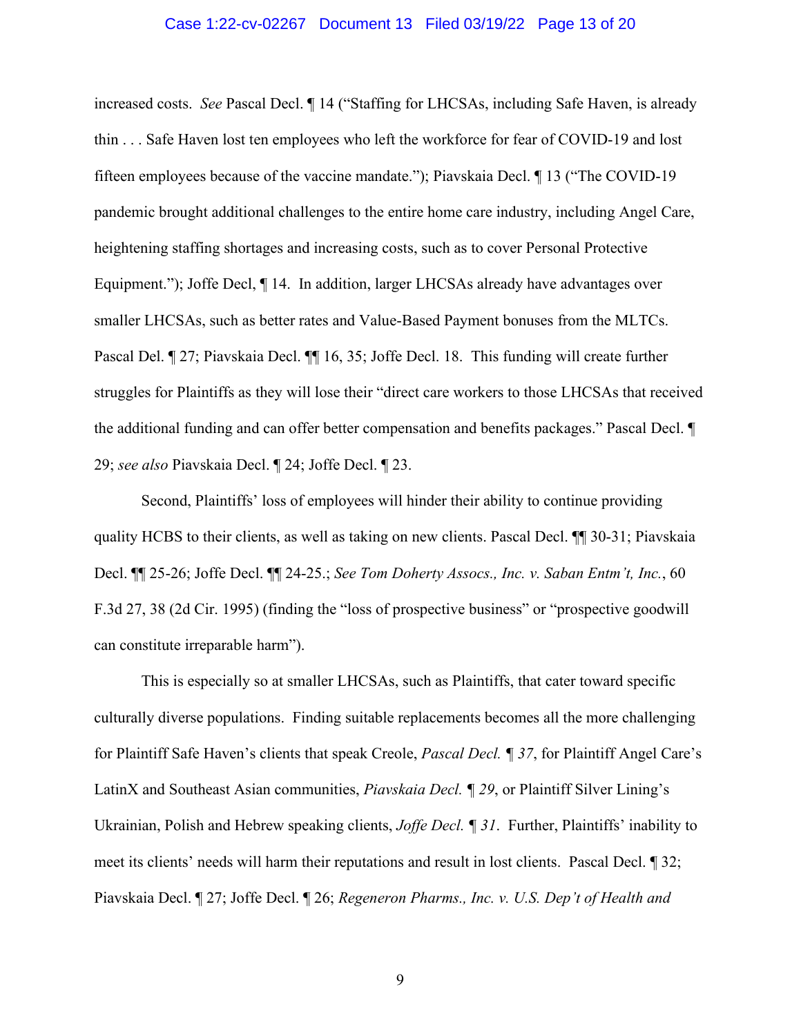increased costs. *See* Pascal Decl. ¶ 14 ("Staffing for LHCSAs, including Safe Haven, is already thin . . . Safe Haven lost ten employees who left the workforce for fear of COVID-19 and lost fifteen employees because of the vaccine mandate."); Piavskaia Decl. ¶ 13 ("The COVID-19 pandemic brought additional challenges to the entire home care industry, including Angel Care, heightening staffing shortages and increasing costs, such as to cover Personal Protective Equipment."); Joffe Decl, ¶ 14. In addition, larger LHCSAs already have advantages over smaller LHCSAs, such as better rates and Value-Based Payment bonuses from the MLTCs. Pascal Del. ¶ 27; Piavskaia Decl. ¶¶ 16, 35; Joffe Decl. 18. This funding will create further struggles for Plaintiffs as they will lose their "direct care workers to those LHCSAs that received the additional funding and can offer better compensation and benefits packages." Pascal Decl. ¶ 29; *see also* Piavskaia Decl. ¶ 24; Joffe Decl. ¶ 23.

Second, Plaintiffs' loss of employees will hinder their ability to continue providing quality HCBS to their clients, as well as taking on new clients. Pascal Decl. ¶¶ 30-31; Piavskaia Decl. ¶¶ 25-26; Joffe Decl. ¶¶ 24-25.; *See Tom Doherty Assocs., Inc. v. Saban Entm't, Inc.*, 60 F.3d 27, 38 (2d Cir. 1995) (finding the "loss of prospective business" or "prospective goodwill can constitute irreparable harm").

This is especially so at smaller LHCSAs, such as Plaintiffs, that cater toward specific culturally diverse populations. Finding suitable replacements becomes all the more challenging for Plaintiff Safe Haven's clients that speak Creole, *Pascal Decl. ¶ 37*, for Plaintiff Angel Care's LatinX and Southeast Asian communities, *Piavskaia Decl. ¶ 29*, or Plaintiff Silver Lining's Ukrainian, Polish and Hebrew speaking clients, *Joffe Decl. ¶ 31*. Further, Plaintiffs' inability to meet its clients' needs will harm their reputations and result in lost clients. Pascal Decl. ¶ 32; Piavskaia Decl. ¶ 27; Joffe Decl. ¶ 26; *Regeneron Pharms., Inc. v. U.S. Dep't of Health and*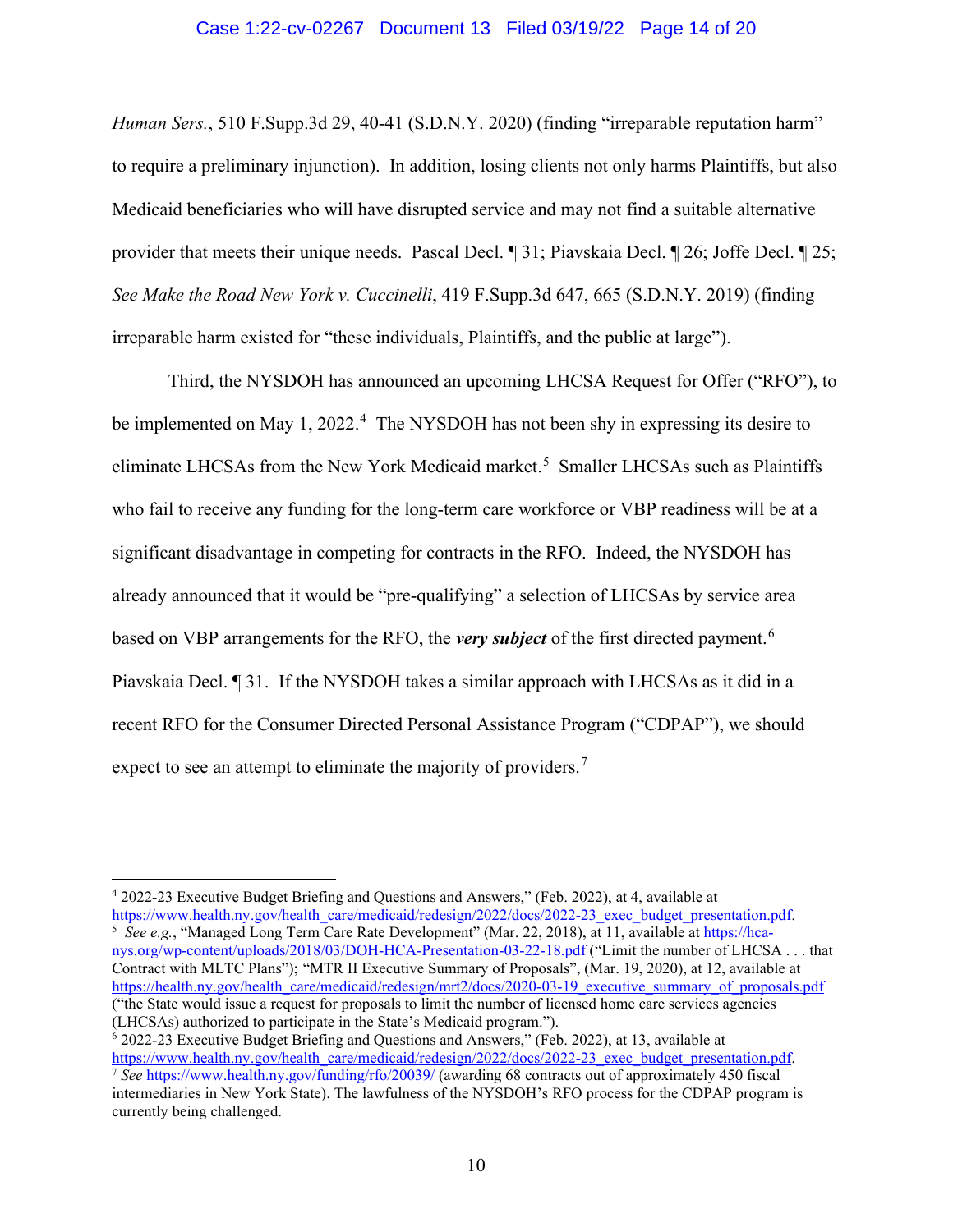*Human Sers.*, 510 F.Supp.3d 29, 40-41 (S.D.N.Y. 2020) (finding "irreparable reputation harm" to require a preliminary injunction). In addition, losing clients not only harms Plaintiffs, but also Medicaid beneficiaries who will have disrupted service and may not find a suitable alternative provider that meets their unique needs. Pascal Decl. ¶ 31; Piavskaia Decl. ¶ 26; Joffe Decl. ¶ 25; *See Make the Road New York v. Cuccinelli*, 419 F.Supp.3d 647, 665 (S.D.N.Y. 2019) (finding irreparable harm existed for "these individuals, Plaintiffs, and the public at large").

Third, the NYSDOH has announced an upcoming LHCSA Request for Offer ("RFO"), to be implemented on May 1, 2022.[4] The NYSDOH has not been shy in expressing its desire to eliminate LHCSAs from the New York Medicaid market.[5] Smaller LHCSAs such as Plaintiffs who fail to receive any funding for the long-term care workforce or VBP readiness will be at a significant disadvantage in competing for contracts in the RFO. Indeed, the NYSDOH has already announced that it would be "pre-qualifying" a selection of LHCSAs by service area based on VBP arrangements for the RFO, the ***very subject*** of the first directed payment.[6] Piavskaia Decl. ¶ 31. If the NYSDOH takes a similar approach with LHCSAs as it did in a recent RFO for the Consumer Directed Personal Assistance Program ("CDPAP"), we should expect to see an attempt to eliminate the majority of providers.[7]

---

[4] 2022-23 Executive Budget Briefing and Questions and Answers," (Feb. 2022), at 4, available at https://www.health.ny.gov/health_care/medicaid/redesign/2022/docs/2022-23_exec_budget_presentation.pdf.

[5] *See e.g.*, "Managed Long Term Care Rate Development" (Mar. 22, 2018), at 11, available at https://hca-nys.org/wp-content/uploads/2018/03/DOH-HCA-Presentation-03-22-18.pdf ("Limit the number of LHCSA . . . that Contract with MLTC Plans"); "MTR II Executive Summary of Proposals", (Mar. 19, 2020), at 12, available at https://health.ny.gov/health_care/medicaid/redesign/mrt2/docs/2020-03-19_executive_summary_of_proposals.pdf ("the State would issue a request for proposals to limit the number of licensed home care services agencies (LHCSAs) authorized to participate in the State's Medicaid program.").

[6] 2022-23 Executive Budget Briefing and Questions and Answers," (Feb. 2022), at 13, available at https://www.health.ny.gov/health_care/medicaid/redesign/2022/docs/2022-23_exec_budget_presentation.pdf.

[7] *See* https://www.health.ny.gov/funding/rfo/20039/ (awarding 68 contracts out of approximately 450 fiscal intermediaries in New York State). The lawfulness of the NYSDOH's RFO process for the CDPAP program is currently being challenged.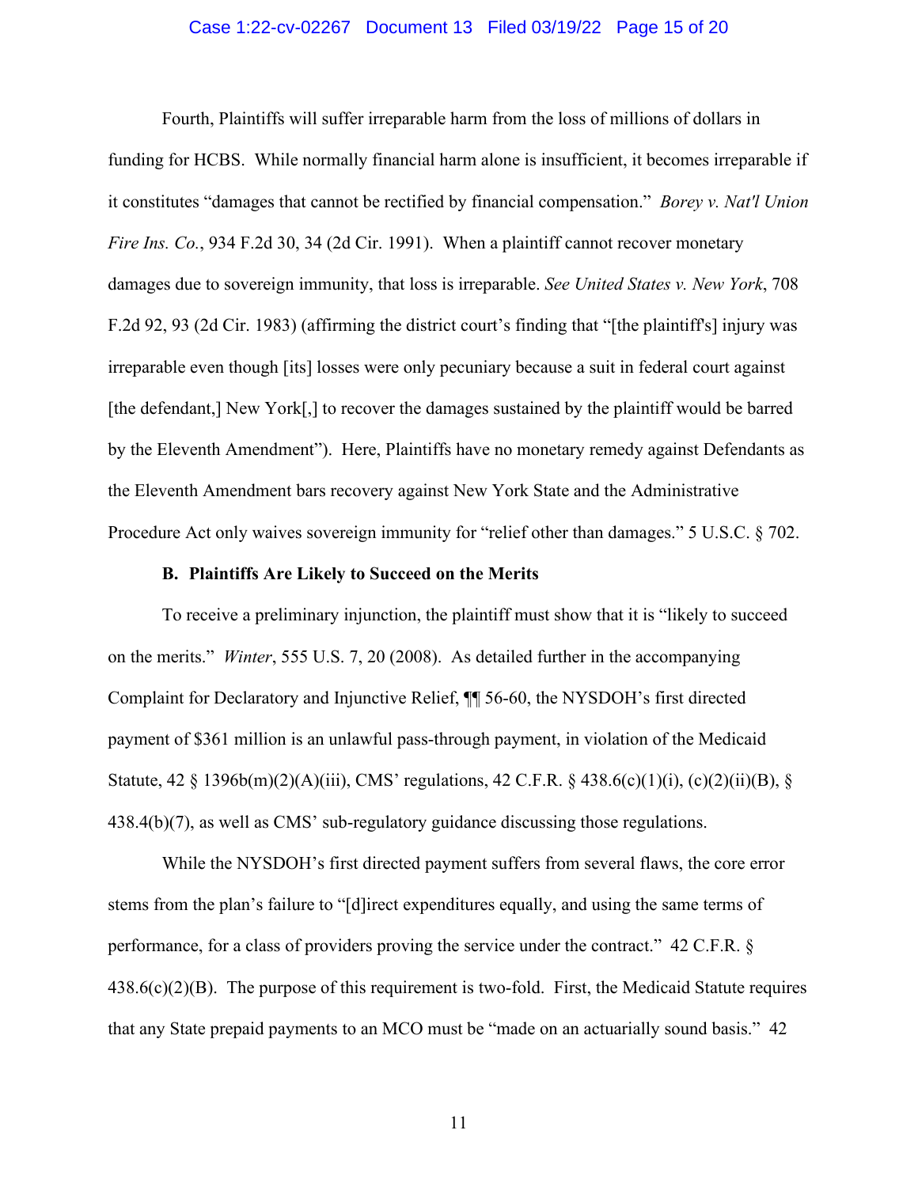Fourth, Plaintiffs will suffer irreparable harm from the loss of millions of dollars in funding for HCBS. While normally financial harm alone is insufficient, it becomes irreparable if it constitutes "damages that cannot be rectified by financial compensation." *Borey v. Nat'l Union Fire Ins. Co.*, 934 F.2d 30, 34 (2d Cir. 1991). When a plaintiff cannot recover monetary damages due to sovereign immunity, that loss is irreparable. *See United States v. New York*, 708 F.2d 92, 93 (2d Cir. 1983) (affirming the district court's finding that "[the plaintiff's] injury was irreparable even though [its] losses were only pecuniary because a suit in federal court against [the defendant,] New York[,] to recover the damages sustained by the plaintiff would be barred by the Eleventh Amendment"). Here, Plaintiffs have no monetary remedy against Defendants as the Eleventh Amendment bars recovery against New York State and the Administrative Procedure Act only waives sovereign immunity for "relief other than damages." 5 U.S.C. § 702.

### B. Plaintiffs Are Likely to Succeed on the Merits

To receive a preliminary injunction, the plaintiff must show that it is "likely to succeed on the merits." *Winter*, 555 U.S. 7, 20 (2008). As detailed further in the accompanying Complaint for Declaratory and Injunctive Relief, ¶¶ 56-60, the NYSDOH's first directed payment of $361 million is an unlawful pass-through payment, in violation of the Medicaid Statute, 42 § 1396b(m)(2)(A)(iii), CMS' regulations, 42 C.F.R. § 438.6(c)(1)(i), (c)(2)(ii)(B), § 438.4(b)(7), as well as CMS' sub-regulatory guidance discussing those regulations.

While the NYSDOH's first directed payment suffers from several flaws, the core error stems from the plan's failure to "[d]irect expenditures equally, and using the same terms of performance, for a class of providers proving the service under the contract." 42 C.F.R. § 438.6(c)(2)(B). The purpose of this requirement is two-fold. First, the Medicaid Statute requires that any State prepaid payments to an MCO must be "made on an actuarially sound basis." 42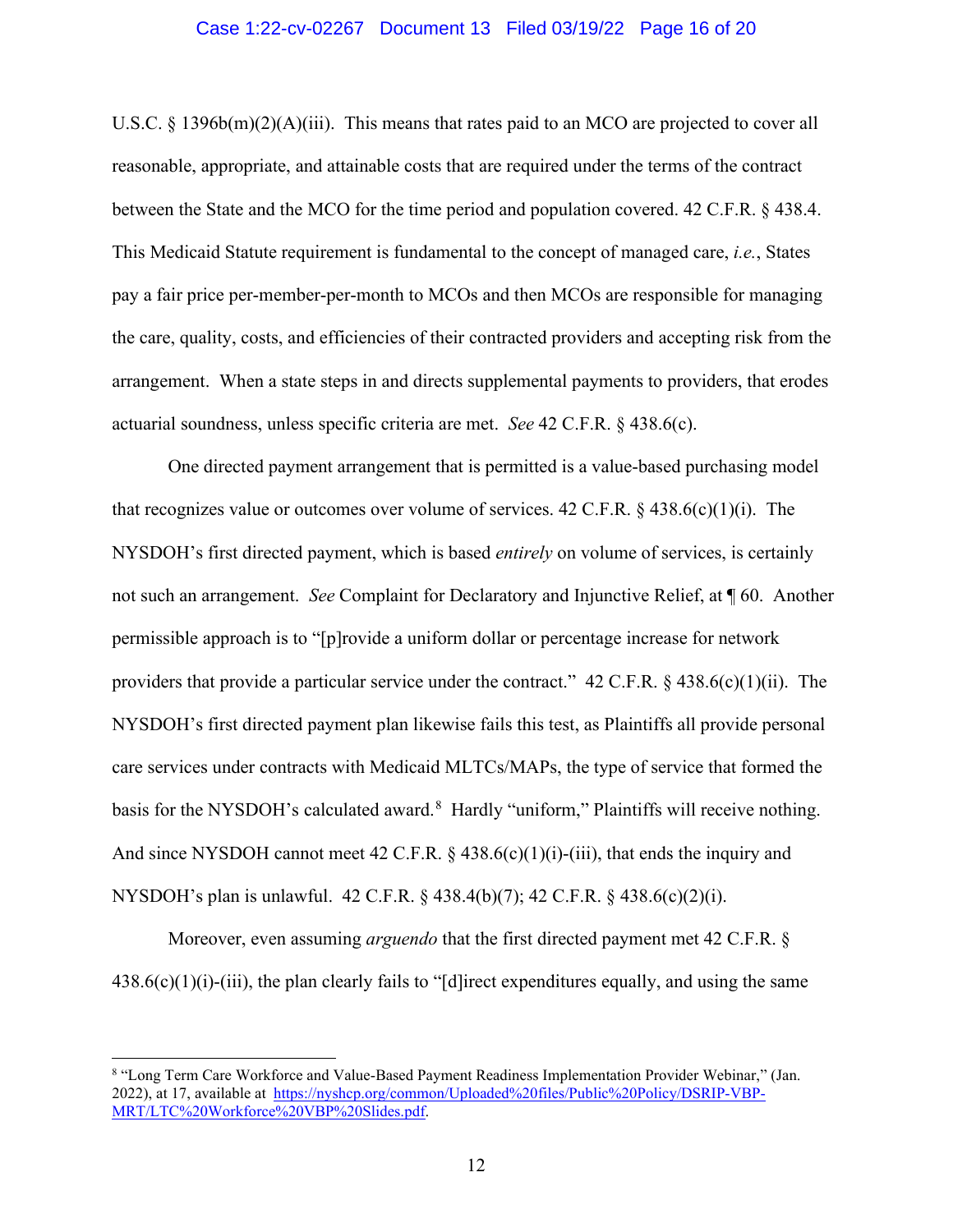U.S.C. § 1396b(m)(2)(A)(iii). This means that rates paid to an MCO are projected to cover all reasonable, appropriate, and attainable costs that are required under the terms of the contract between the State and the MCO for the time period and population covered. 42 C.F.R. § 438.4. This Medicaid Statute requirement is fundamental to the concept of managed care, *i.e.*, States pay a fair price per-member-per-month to MCOs and then MCOs are responsible for managing the care, quality, costs, and efficiencies of their contracted providers and accepting risk from the arrangement. When a state steps in and directs supplemental payments to providers, that erodes actuarial soundness, unless specific criteria are met. *See* 42 C.F.R. § 438.6(c).

One directed payment arrangement that is permitted is a value-based purchasing model that recognizes value or outcomes over volume of services. 42 C.F.R. § 438.6(c)(1)(i). The NYSDOH's first directed payment, which is based *entirely* on volume of services, is certainly not such an arrangement. *See* Complaint for Declaratory and Injunctive Relief, at ¶ 60. Another permissible approach is to "[p]rovide a uniform dollar or percentage increase for network providers that provide a particular service under the contract." 42 C.F.R. § 438.6(c)(1)(ii). The NYSDOH's first directed payment plan likewise fails this test, as Plaintiffs all provide personal care services under contracts with Medicaid MLTCs/MAPs, the type of service that formed the basis for the NYSDOH's calculated award.[8] Hardly "uniform," Plaintiffs will receive nothing. And since NYSDOH cannot meet 42 C.F.R. § 438.6(c)(1)(i)-(iii), that ends the inquiry and NYSDOH's plan is unlawful. 42 C.F.R. § 438.4(b)(7); 42 C.F.R. § 438.6(c)(2)(i).

Moreover, even assuming *arguendo* that the first directed payment met 42 C.F.R. § 438.6(c)(1)(i)-(iii), the plan clearly fails to "[d]irect expenditures equally, and using the same

[8] "Long Term Care Workforce and Value-Based Payment Readiness Implementation Provider Webinar," (Jan. 2022), at 17, available at https://nyshcp.org/common/Uploaded%20files/Public%20Policy/DSRIP-VBP-MRT/LTC%20Workforce%20VBP%20Slides.pdf.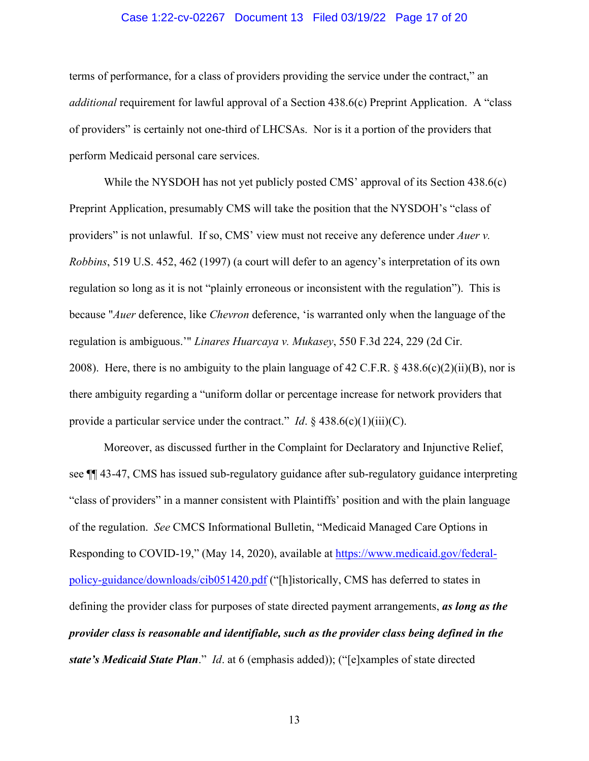terms of performance, for a class of providers providing the service under the contract," an *additional* requirement for lawful approval of a Section 438.6(c) Preprint Application. A "class of providers" is certainly not one-third of LHCSAs. Nor is it a portion of the providers that perform Medicaid personal care services.

While the NYSDOH has not yet publicly posted CMS' approval of its Section 438.6(c) Preprint Application, presumably CMS will take the position that the NYSDOH's "class of providers" is not unlawful. If so, CMS' view must not receive any deference under *Auer v. Robbins*, 519 U.S. 452, 462 (1997) (a court will defer to an agency's interpretation of its own regulation so long as it is not "plainly erroneous or inconsistent with the regulation"). This is because "*Auer* deference, like *Chevron* deference, 'is warranted only when the language of the regulation is ambiguous.'" *Linares Huarcaya v. Mukasey*, 550 F.3d 224, 229 (2d Cir. 2008). Here, there is no ambiguity to the plain language of 42 C.F.R. § 438.6(c)(2)(ii)(B), nor is there ambiguity regarding a "uniform dollar or percentage increase for network providers that provide a particular service under the contract." *Id*. § 438.6(c)(1)(iii)(C).

Moreover, as discussed further in the Complaint for Declaratory and Injunctive Relief, see ¶¶ 43-47, CMS has issued sub-regulatory guidance after sub-regulatory guidance interpreting "class of providers" in a manner consistent with Plaintiffs' position and with the plain language of the regulation. *See* CMCS Informational Bulletin, "Medicaid Managed Care Options in Responding to COVID-19," (May 14, 2020), available at [https://www.medicaid.gov/federal-policy-guidance/downloads/cib051420.pdf](https://www.medicaid.gov/federal-policy-guidance/downloads/cib051420.pdf) ("[h]istorically, CMS has deferred to states in defining the provider class for purposes of state directed payment arrangements, ***as long as the provider class is reasonable and identifiable, such as the provider class being defined in the state's Medicaid State Plan***." *Id*. at 6 (emphasis added)); ("[e]xamples of state directed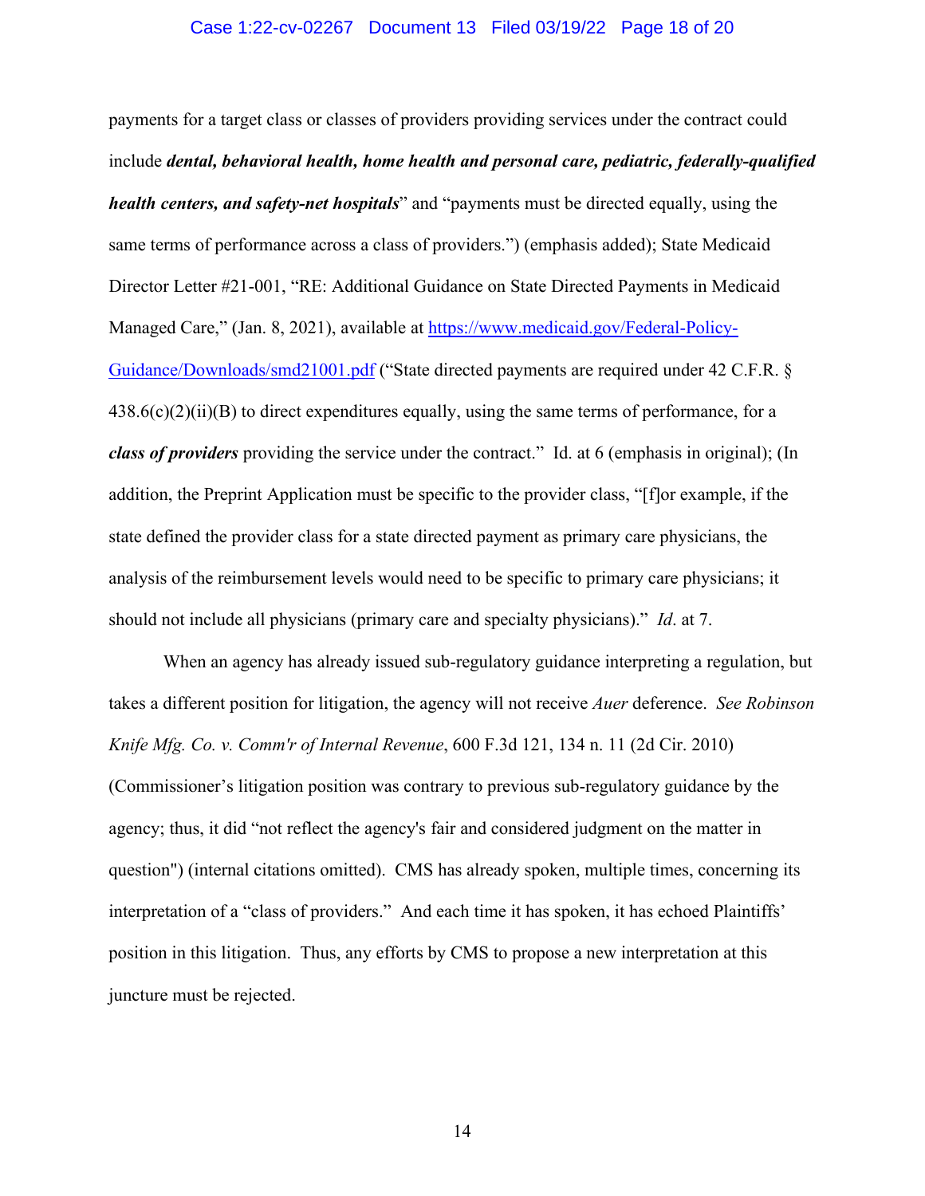payments for a target class or classes of providers providing services under the contract could include ***dental, behavioral health, home health and personal care, pediatric, federally-qualified health centers, and safety-net hospitals***" and "payments must be directed equally, using the same terms of performance across a class of providers.") (emphasis added); State Medicaid Director Letter #21-001, "RE: Additional Guidance on State Directed Payments in Medicaid Managed Care," (Jan. 8, 2021), available at [https://www.medicaid.gov/Federal-Policy-Guidance/Downloads/smd21001.pdf](https://www.medicaid.gov/Federal-Policy-Guidance/Downloads/smd21001.pdf) ("State directed payments are required under 42 C.F.R. § 438.6(c)(2)(ii)(B) to direct expenditures equally, using the same terms of performance, for a ***class of providers*** providing the service under the contract." Id. at 6 (emphasis in original); (In addition, the Preprint Application must be specific to the provider class, "[f]or example, if the state defined the provider class for a state directed payment as primary care physicians, the analysis of the reimbursement levels would need to be specific to primary care physicians; it should not include all physicians (primary care and specialty physicians)." *Id*. at 7.

When an agency has already issued sub-regulatory guidance interpreting a regulation, but takes a different position for litigation, the agency will not receive *Auer* deference. *See Robinson Knife Mfg. Co. v. Comm'r of Internal Revenue*, 600 F.3d 121, 134 n. 11 (2d Cir. 2010) (Commissioner's litigation position was contrary to previous sub-regulatory guidance by the agency; thus, it did "not reflect the agency's fair and considered judgment on the matter in question") (internal citations omitted). CMS has already spoken, multiple times, concerning its interpretation of a "class of providers." And each time it has spoken, it has echoed Plaintiffs' position in this litigation. Thus, any efforts by CMS to propose a new interpretation at this juncture must be rejected.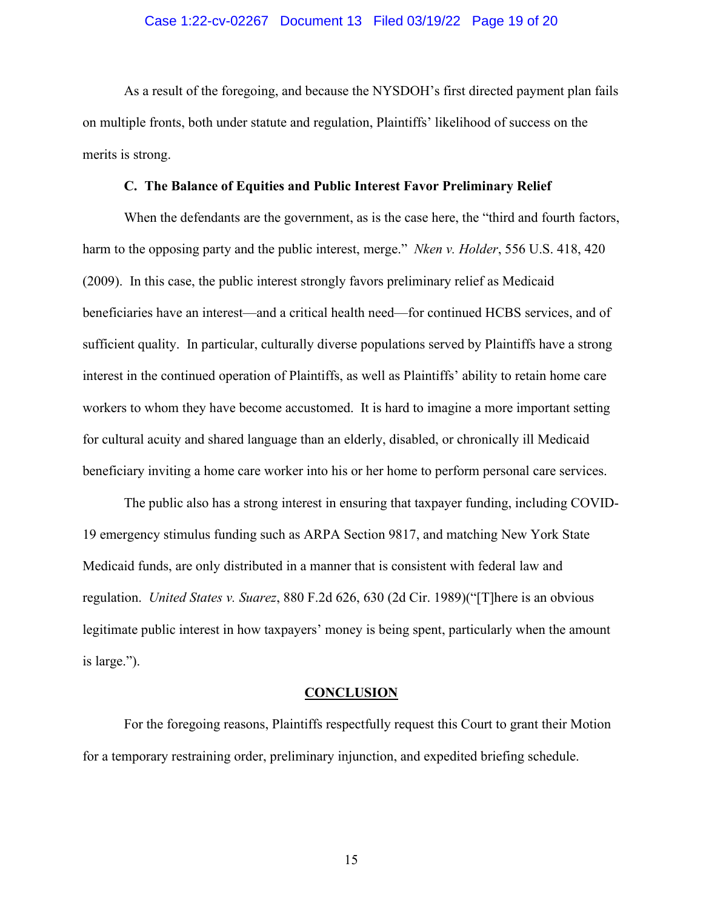As a result of the foregoing, and because the NYSDOH's first directed payment plan fails on multiple fronts, both under statute and regulation, Plaintiffs' likelihood of success on the merits is strong.

### C. The Balance of Equities and Public Interest Favor Preliminary Relief

When the defendants are the government, as is the case here, the "third and fourth factors, harm to the opposing party and the public interest, merge." *Nken v. Holder*, 556 U.S. 418, 420 (2009). In this case, the public interest strongly favors preliminary relief as Medicaid beneficiaries have an interest—and a critical health need—for continued HCBS services, and of sufficient quality. In particular, culturally diverse populations served by Plaintiffs have a strong interest in the continued operation of Plaintiffs, as well as Plaintiffs' ability to retain home care workers to whom they have become accustomed. It is hard to imagine a more important setting for cultural acuity and shared language than an elderly, disabled, or chronically ill Medicaid beneficiary inviting a home care worker into his or her home to perform personal care services.

The public also has a strong interest in ensuring that taxpayer funding, including COVID-19 emergency stimulus funding such as ARPA Section 9817, and matching New York State Medicaid funds, are only distributed in a manner that is consistent with federal law and regulation. *United States v. Suarez*, 880 F.2d 626, 630 (2d Cir. 1989)("[T]here is an obvious legitimate public interest in how taxpayers' money is being spent, particularly when the amount is large.").

## CONCLUSION

For the foregoing reasons, Plaintiffs respectfully request this Court to grant their Motion for a temporary restraining order, preliminary injunction, and expedited briefing schedule.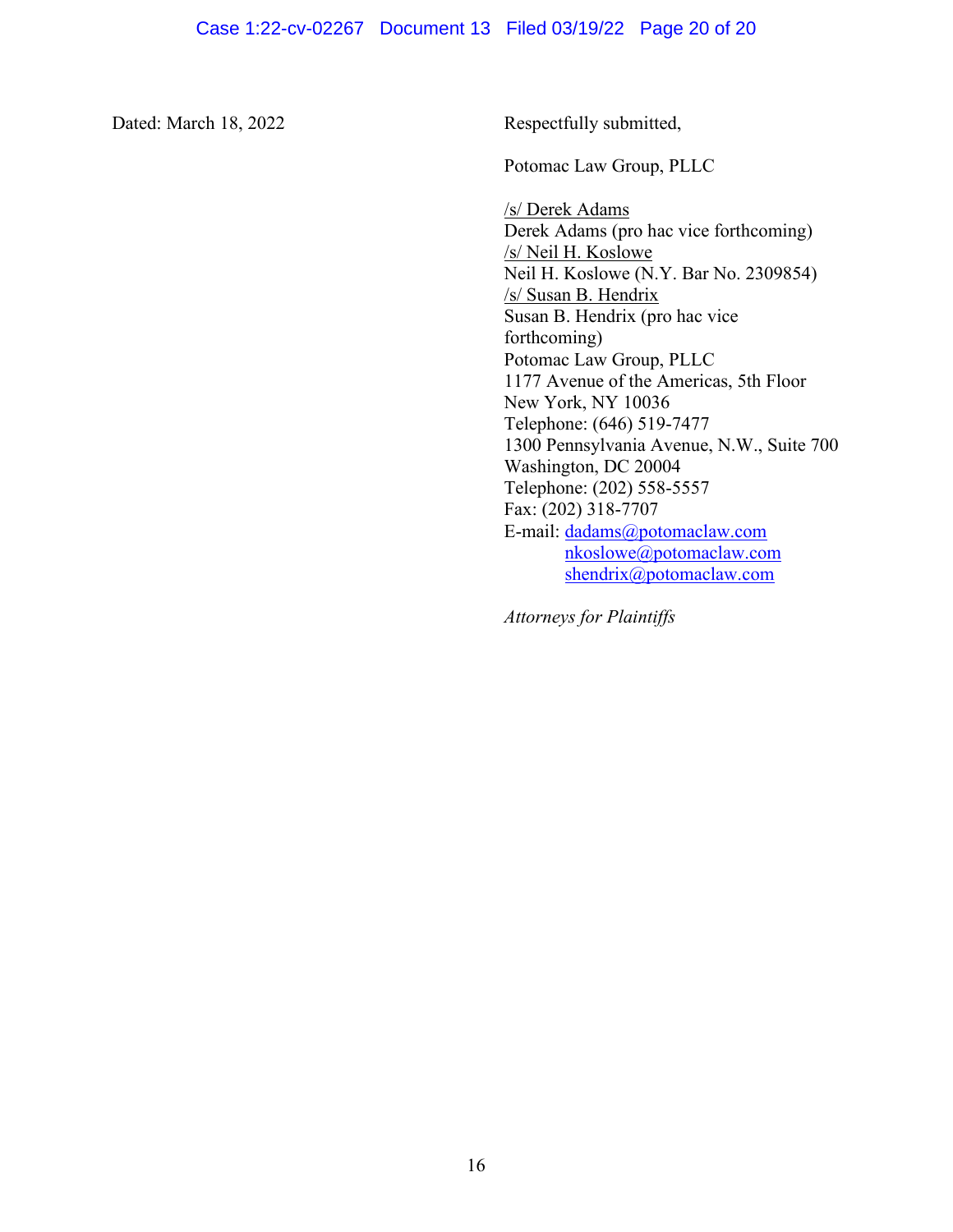Dated: March 18, 2022

Respectfully submitted,

Potomac Law Group, PLLC

/s/ Derek Adams
Derek Adams (pro hac vice forthcoming)
/s/ Neil H. Koslowe
Neil H. Koslowe (N.Y. Bar No. 2309854)
/s/ Susan B. Hendrix
Susan B. Hendrix (pro hac vice forthcoming)
Potomac Law Group, PLLC
1177 Avenue of the Americas, 5th Floor
New York, NY 10036
Telephone: (646) 519-7477
1300 Pennsylvania Avenue, N.W., Suite 700
Washington, DC 20004
Telephone: (202) 558-5557
Fax: (202) 318-7707
E-mail: dadams@potomaclaw.com
nkoslowe@potomaclaw.com
shendrix@potomaclaw.com

*Attorneys for Plaintiffs*